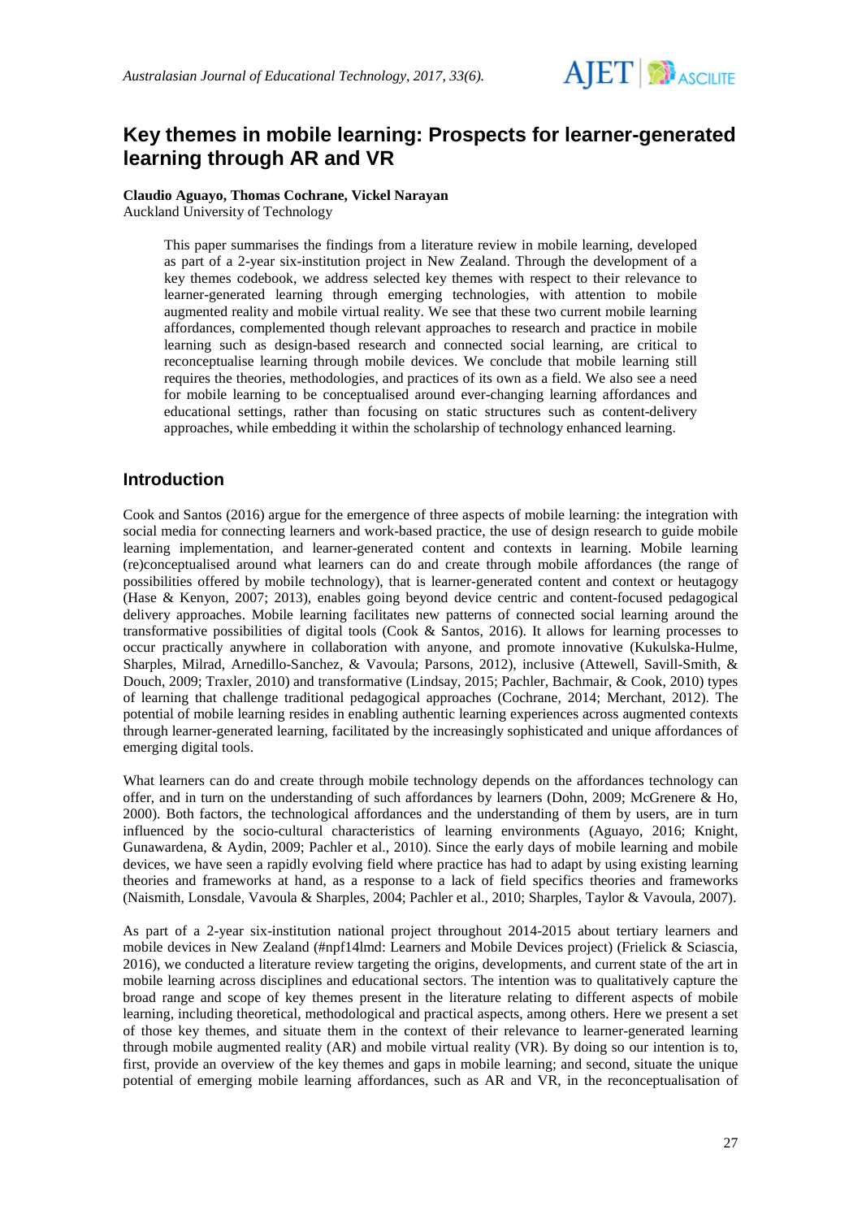# Key themes in mobile learning: Prospects for learner-generated learning through AR and VR

**Claudio Aguayo, Thomas Cochrane, Vickel Narayan**
Auckland University of Technology

> This paper summarises the findings from a literature review in mobile learning, developed as part of a 2-year six-institution project in New Zealand. Through the development of a key themes codebook, we address selected key themes with respect to their relevance to learner-generated learning through emerging technologies, with attention to mobile augmented reality and mobile virtual reality. We see that these two current mobile learning affordances, complemented though relevant approaches to research and practice in mobile learning such as design-based research and connected social learning, are critical to reconceptualise learning through mobile devices. We conclude that mobile learning still requires the theories, methodologies, and practices of its own as a field. We also see a need for mobile learning to be conceptualised around ever-changing learning affordances and educational settings, rather than focusing on static structures such as content-delivery approaches, while embedding it within the scholarship of technology enhanced learning.

## Introduction

Cook and Santos (2016) argue for the emergence of three aspects of mobile learning: the integration with social media for connecting learners and work-based practice, the use of design research to guide mobile learning implementation, and learner-generated content and contexts in learning. Mobile learning (re)conceptualised around what learners can do and create through mobile affordances (the range of possibilities offered by mobile technology), that is learner-generated content and context or heutagogy (Hase & Kenyon, 2007; 2013), enables going beyond device centric and content-focused pedagogical delivery approaches. Mobile learning facilitates new patterns of connected social learning around the transformative possibilities of digital tools (Cook & Santos, 2016). It allows for learning processes to occur practically anywhere in collaboration with anyone, and promote innovative (Kukulska-Hulme, Sharples, Milrad, Arnedillo-Sanchez, & Vavoula; Parsons, 2012), inclusive (Attewell, Savill-Smith, & Douch, 2009; Traxler, 2010) and transformative (Lindsay, 2015; Pachler, Bachmair, & Cook, 2010) types of learning that challenge traditional pedagogical approaches (Cochrane, 2014; Merchant, 2012). The potential of mobile learning resides in enabling authentic learning experiences across augmented contexts through learner-generated learning, facilitated by the increasingly sophisticated and unique affordances of emerging digital tools.

What learners can do and create through mobile technology depends on the affordances technology can offer, and in turn on the understanding of such affordances by learners (Dohn, 2009; McGrenere & Ho, 2000). Both factors, the technological affordances and the understanding of them by users, are in turn influenced by the socio-cultural characteristics of learning environments (Aguayo, 2016; Knight, Gunawardena, & Aydin, 2009; Pachler et al., 2010). Since the early days of mobile learning and mobile devices, we have seen a rapidly evolving field where practice has had to adapt by using existing learning theories and frameworks at hand, as a response to a lack of field specifics theories and frameworks (Naismith, Lonsdale, Vavoula & Sharples, 2004; Pachler et al., 2010; Sharples, Taylor & Vavoula, 2007).

As part of a 2-year six-institution national project throughout 2014-2015 about tertiary learners and mobile devices in New Zealand (#npf14lmd: Learners and Mobile Devices project) (Frielick & Sciascia, 2016), we conducted a literature review targeting the origins, developments, and current state of the art in mobile learning across disciplines and educational sectors. The intention was to qualitatively capture the broad range and scope of key themes present in the literature relating to different aspects of mobile learning, including theoretical, methodological and practical aspects, among others. Here we present a set of those key themes, and situate them in the context of their relevance to learner-generated learning through mobile augmented reality (AR) and mobile virtual reality (VR). By doing so our intention is to, first, provide an overview of the key themes and gaps in mobile learning; and second, situate the unique potential of emerging mobile learning affordances, such as AR and VR, in the reconceptualisation of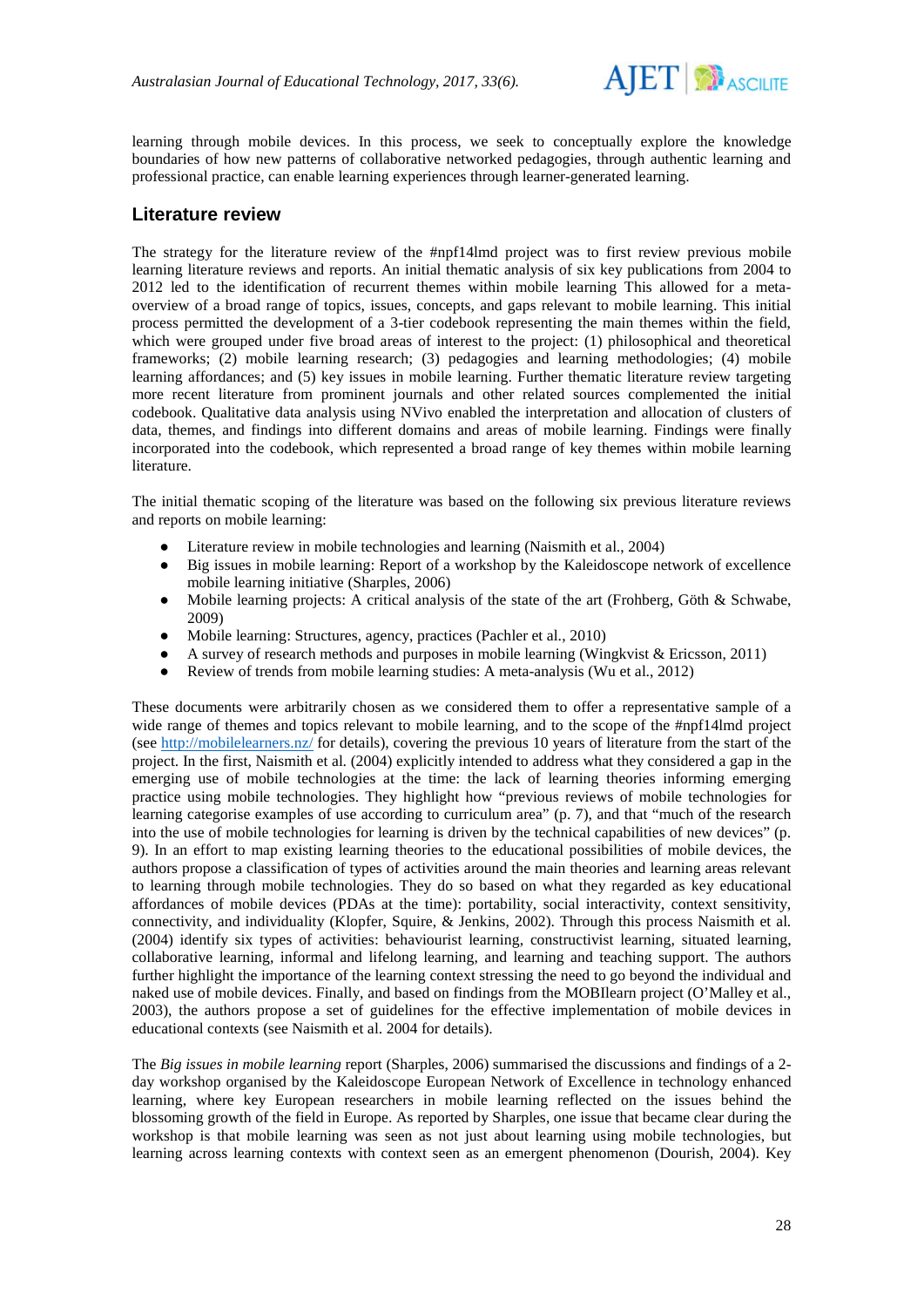learning through mobile devices. In this process, we seek to conceptually explore the knowledge boundaries of how new patterns of collaborative networked pedagogies, through authentic learning and professional practice, can enable learning experiences through learner-generated learning.

## Literature review

The strategy for the literature review of the #npf14lmd project was to first review previous mobile learning literature reviews and reports. An initial thematic analysis of six key publications from 2004 to 2012 led to the identification of recurrent themes within mobile learning This allowed for a meta-overview of a broad range of topics, issues, concepts, and gaps relevant to mobile learning. This initial process permitted the development of a 3-tier codebook representing the main themes within the field, which were grouped under five broad areas of interest to the project: (1) philosophical and theoretical frameworks; (2) mobile learning research; (3) pedagogies and learning methodologies; (4) mobile learning affordances; and (5) key issues in mobile learning. Further thematic literature review targeting more recent literature from prominent journals and other related sources complemented the initial codebook. Qualitative data analysis using NVivo enabled the interpretation and allocation of clusters of data, themes, and findings into different domains and areas of mobile learning. Findings were finally incorporated into the codebook, which represented a broad range of key themes within mobile learning literature.

The initial thematic scoping of the literature was based on the following six previous literature reviews and reports on mobile learning:

- Literature review in mobile technologies and learning (Naismith et al., 2004)
- Big issues in mobile learning: Report of a workshop by the Kaleidoscope network of excellence mobile learning initiative (Sharples, 2006)
- Mobile learning projects: A critical analysis of the state of the art (Frohberg, Göth & Schwabe, 2009)
- Mobile learning: Structures, agency, practices (Pachler et al., 2010)
- A survey of research methods and purposes in mobile learning (Wingkvist & Ericsson, 2011)
- Review of trends from mobile learning studies: A meta-analysis (Wu et al., 2012)

These documents were arbitrarily chosen as we considered them to offer a representative sample of a wide range of themes and topics relevant to mobile learning, and to the scope of the #npf14lmd project (see http://mobilelearners.nz/ for details), covering the previous 10 years of literature from the start of the project. In the first, Naismith et al. (2004) explicitly intended to address what they considered a gap in the emerging use of mobile technologies at the time: the lack of learning theories informing emerging practice using mobile technologies. They highlight how "previous reviews of mobile technologies for learning categorise examples of use according to curriculum area" (p. 7), and that "much of the research into the use of mobile technologies for learning is driven by the technical capabilities of new devices" (p. 9). In an effort to map existing learning theories to the educational possibilities of mobile devices, the authors propose a classification of types of activities around the main theories and learning areas relevant to learning through mobile technologies. They do so based on what they regarded as key educational affordances of mobile devices (PDAs at the time): portability, social interactivity, context sensitivity, connectivity, and individuality (Klopfer, Squire, & Jenkins, 2002). Through this process Naismith et al. (2004) identify six types of activities: behaviourist learning, constructivist learning, situated learning, collaborative learning, informal and lifelong learning, and learning and teaching support. The authors further highlight the importance of the learning context stressing the need to go beyond the individual and naked use of mobile devices. Finally, and based on findings from the MOBIlearn project (O'Malley et al., 2003), the authors propose a set of guidelines for the effective implementation of mobile devices in educational contexts (see Naismith et al. 2004 for details).

The *Big issues in mobile learning* report (Sharples, 2006) summarised the discussions and findings of a 2-day workshop organised by the Kaleidoscope European Network of Excellence in technology enhanced learning, where key European researchers in mobile learning reflected on the issues behind the blossoming growth of the field in Europe. As reported by Sharples, one issue that became clear during the workshop is that mobile learning was seen as not just about learning using mobile technologies, but learning across learning contexts with context seen as an emergent phenomenon (Dourish, 2004). Key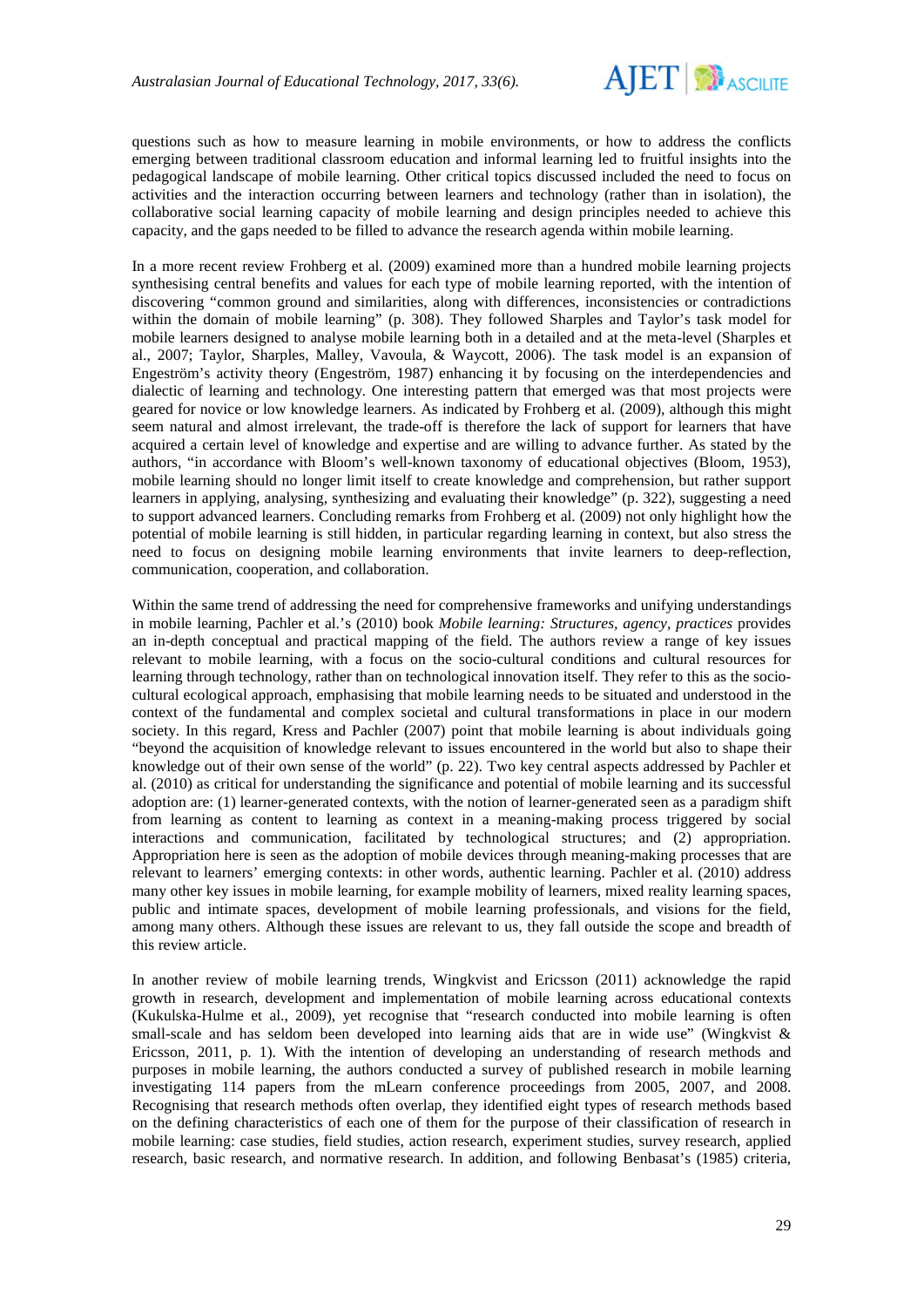questions such as how to measure learning in mobile environments, or how to address the conflicts emerging between traditional classroom education and informal learning led to fruitful insights into the pedagogical landscape of mobile learning. Other critical topics discussed included the need to focus on activities and the interaction occurring between learners and technology (rather than in isolation), the collaborative social learning capacity of mobile learning and design principles needed to achieve this capacity, and the gaps needed to be filled to advance the research agenda within mobile learning.

In a more recent review Frohberg et al. (2009) examined more than a hundred mobile learning projects synthesising central benefits and values for each type of mobile learning reported, with the intention of discovering "common ground and similarities, along with differences, inconsistencies or contradictions within the domain of mobile learning" (p. 308). They followed Sharples and Taylor's task model for mobile learners designed to analyse mobile learning both in a detailed and at the meta-level (Sharples et al., 2007; Taylor, Sharples, Malley, Vavoula, & Waycott, 2006). The task model is an expansion of Engeström's activity theory (Engeström, 1987) enhancing it by focusing on the interdependencies and dialectic of learning and technology. One interesting pattern that emerged was that most projects were geared for novice or low knowledge learners. As indicated by Frohberg et al. (2009), although this might seem natural and almost irrelevant, the trade-off is therefore the lack of support for learners that have acquired a certain level of knowledge and expertise and are willing to advance further. As stated by the authors, "in accordance with Bloom's well-known taxonomy of educational objectives (Bloom, 1953), mobile learning should no longer limit itself to create knowledge and comprehension, but rather support learners in applying, analysing, synthesizing and evaluating their knowledge" (p. 322), suggesting a need to support advanced learners. Concluding remarks from Frohberg et al. (2009) not only highlight how the potential of mobile learning is still hidden, in particular regarding learning in context, but also stress the need to focus on designing mobile learning environments that invite learners to deep-reflection, communication, cooperation, and collaboration.

Within the same trend of addressing the need for comprehensive frameworks and unifying understandings in mobile learning, Pachler et al.'s (2010) book *Mobile learning: Structures, agency, practices* provides an in-depth conceptual and practical mapping of the field. The authors review a range of key issues relevant to mobile learning, with a focus on the socio-cultural conditions and cultural resources for learning through technology, rather than on technological innovation itself. They refer to this as the socio-cultural ecological approach, emphasising that mobile learning needs to be situated and understood in the context of the fundamental and complex societal and cultural transformations in place in our modern society. In this regard, Kress and Pachler (2007) point that mobile learning is about individuals going "beyond the acquisition of knowledge relevant to issues encountered in the world but also to shape their knowledge out of their own sense of the world" (p. 22). Two key central aspects addressed by Pachler et al. (2010) as critical for understanding the significance and potential of mobile learning and its successful adoption are: (1) learner-generated contexts, with the notion of learner-generated seen as a paradigm shift from learning as content to learning as context in a meaning-making process triggered by social interactions and communication, facilitated by technological structures; and (2) appropriation. Appropriation here is seen as the adoption of mobile devices through meaning-making processes that are relevant to learners' emerging contexts: in other words, authentic learning. Pachler et al. (2010) address many other key issues in mobile learning, for example mobility of learners, mixed reality learning spaces, public and intimate spaces, development of mobile learning professionals, and visions for the field, among many others. Although these issues are relevant to us, they fall outside the scope and breadth of this review article.

In another review of mobile learning trends, Wingkvist and Ericsson (2011) acknowledge the rapid growth in research, development and implementation of mobile learning across educational contexts (Kukulska-Hulme et al., 2009), yet recognise that "research conducted into mobile learning is often small-scale and has seldom been developed into learning aids that are in wide use" (Wingkvist & Ericsson, 2011, p. 1). With the intention of developing an understanding of research methods and purposes in mobile learning, the authors conducted a survey of published research in mobile learning investigating 114 papers from the mLearn conference proceedings from 2005, 2007, and 2008. Recognising that research methods often overlap, they identified eight types of research methods based on the defining characteristics of each one of them for the purpose of their classification of research in mobile learning: case studies, field studies, action research, experiment studies, survey research, applied research, basic research, and normative research. In addition, and following Benbasat's (1985) criteria,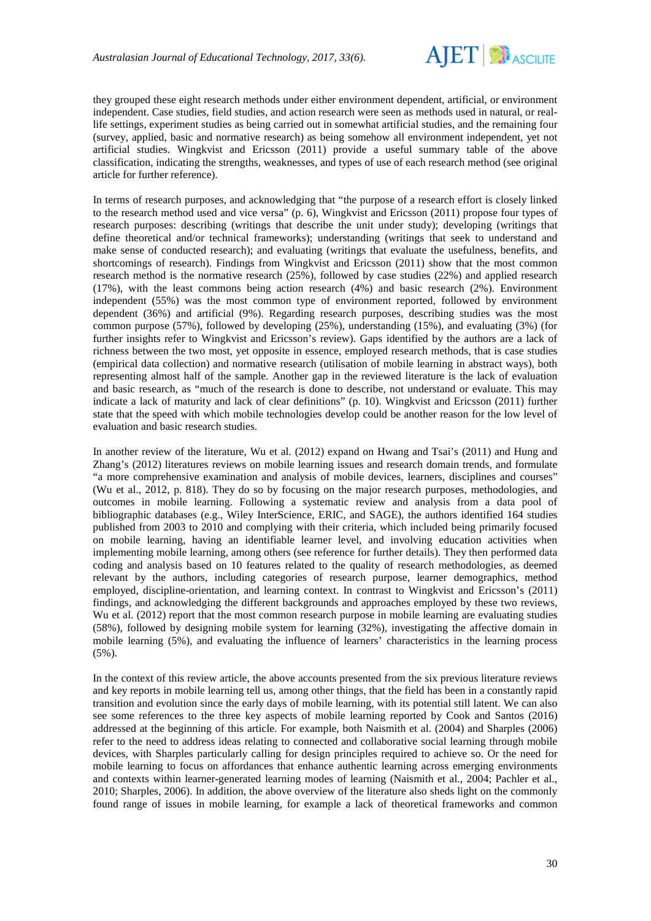they grouped these eight research methods under either environment dependent, artificial, or environment independent. Case studies, field studies, and action research were seen as methods used in natural, or real-life settings, experiment studies as being carried out in somewhat artificial studies, and the remaining four (survey, applied, basic and normative research) as being somehow all environment independent, yet not artificial studies. Wingkvist and Ericsson (2011) provide a useful summary table of the above classification, indicating the strengths, weaknesses, and types of use of each research method (see original article for further reference).

In terms of research purposes, and acknowledging that "the purpose of a research effort is closely linked to the research method used and vice versa" (p. 6), Wingkvist and Ericsson (2011) propose four types of research purposes: describing (writings that describe the unit under study); developing (writings that define theoretical and/or technical frameworks); understanding (writings that seek to understand and make sense of conducted research); and evaluating (writings that evaluate the usefulness, benefits, and shortcomings of research). Findings from Wingkvist and Ericsson (2011) show that the most common research method is the normative research (25%), followed by case studies (22%) and applied research (17%), with the least commons being action research (4%) and basic research (2%). Environment independent (55%) was the most common type of environment reported, followed by environment dependent (36%) and artificial (9%). Regarding research purposes, describing studies was the most common purpose (57%), followed by developing (25%), understanding (15%), and evaluating (3%) (for further insights refer to Wingkvist and Ericsson's review). Gaps identified by the authors are a lack of richness between the two most, yet opposite in essence, employed research methods, that is case studies (empirical data collection) and normative research (utilisation of mobile learning in abstract ways), both representing almost half of the sample. Another gap in the reviewed literature is the lack of evaluation and basic research, as "much of the research is done to describe, not understand or evaluate. This may indicate a lack of maturity and lack of clear definitions" (p. 10). Wingkvist and Ericsson (2011) further state that the speed with which mobile technologies develop could be another reason for the low level of evaluation and basic research studies.

In another review of the literature, Wu et al. (2012) expand on Hwang and Tsai's (2011) and Hung and Zhang's (2012) literatures reviews on mobile learning issues and research domain trends, and formulate "a more comprehensive examination and analysis of mobile devices, learners, disciplines and courses" (Wu et al., 2012, p. 818). They do so by focusing on the major research purposes, methodologies, and outcomes in mobile learning. Following a systematic review and analysis from a data pool of bibliographic databases (e.g., Wiley InterScience, ERIC, and SAGE), the authors identified 164 studies published from 2003 to 2010 and complying with their criteria, which included being primarily focused on mobile learning, having an identifiable learner level, and involving education activities when implementing mobile learning, among others (see reference for further details). They then performed data coding and analysis based on 10 features related to the quality of research methodologies, as deemed relevant by the authors, including categories of research purpose, learner demographics, method employed, discipline-orientation, and learning context. In contrast to Wingkvist and Ericsson's (2011) findings, and acknowledging the different backgrounds and approaches employed by these two reviews, Wu et al. (2012) report that the most common research purpose in mobile learning are evaluating studies (58%), followed by designing mobile system for learning (32%), investigating the affective domain in mobile learning (5%), and evaluating the influence of learners' characteristics in the learning process (5%).

In the context of this review article, the above accounts presented from the six previous literature reviews and key reports in mobile learning tell us, among other things, that the field has been in a constantly rapid transition and evolution since the early days of mobile learning, with its potential still latent. We can also see some references to the three key aspects of mobile learning reported by Cook and Santos (2016) addressed at the beginning of this article. For example, both Naismith et al. (2004) and Sharples (2006) refer to the need to address ideas relating to connected and collaborative social learning through mobile devices, with Sharples particularly calling for design principles required to achieve so. Or the need for mobile learning to focus on affordances that enhance authentic learning across emerging environments and contexts within learner-generated learning modes of learning (Naismith et al., 2004; Pachler et al., 2010; Sharples, 2006). In addition, the above overview of the literature also sheds light on the commonly found range of issues in mobile learning, for example a lack of theoretical frameworks and common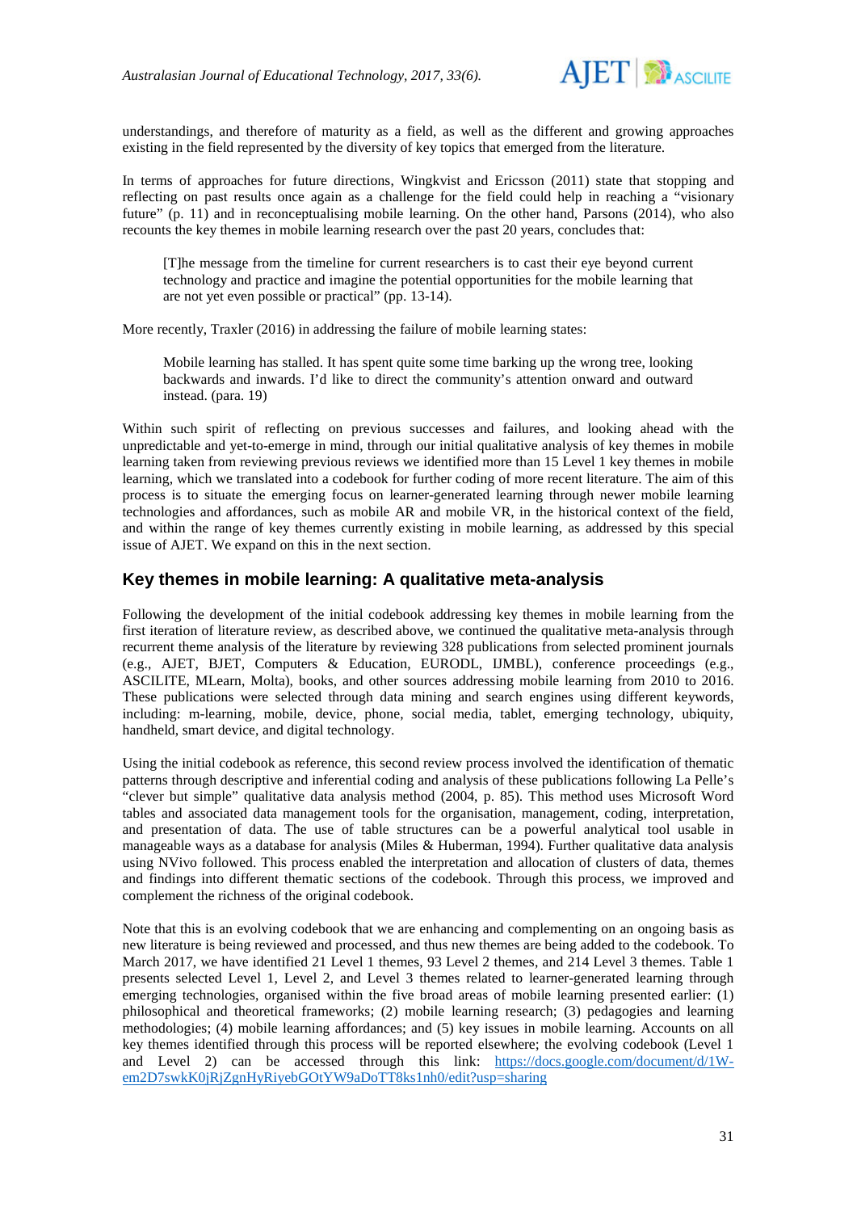understandings, and therefore of maturity as a field, as well as the different and growing approaches existing in the field represented by the diversity of key topics that emerged from the literature.

In terms of approaches for future directions, Wingkvist and Ericsson (2011) state that stopping and reflecting on past results once again as a challenge for the field could help in reaching a "visionary future" (p. 11) and in reconceptualising mobile learning. On the other hand, Parsons (2014), who also recounts the key themes in mobile learning research over the past 20 years, concludes that:

> [T]he message from the timeline for current researchers is to cast their eye beyond current technology and practice and imagine the potential opportunities for the mobile learning that are not yet even possible or practical" (pp. 13-14).

More recently, Traxler (2016) in addressing the failure of mobile learning states:

> Mobile learning has stalled. It has spent quite some time barking up the wrong tree, looking backwards and inwards. I'd like to direct the community's attention onward and outward instead. (para. 19)

Within such spirit of reflecting on previous successes and failures, and looking ahead with the unpredictable and yet-to-emerge in mind, through our initial qualitative analysis of key themes in mobile learning taken from reviewing previous reviews we identified more than 15 Level 1 key themes in mobile learning, which we translated into a codebook for further coding of more recent literature. The aim of this process is to situate the emerging focus on learner-generated learning through newer mobile learning technologies and affordances, such as mobile AR and mobile VR, in the historical context of the field, and within the range of key themes currently existing in mobile learning, as addressed by this special issue of AJET. We expand on this in the next section.

## Key themes in mobile learning: A qualitative meta-analysis

Following the development of the initial codebook addressing key themes in mobile learning from the first iteration of literature review, as described above, we continued the qualitative meta-analysis through recurrent theme analysis of the literature by reviewing 328 publications from selected prominent journals (e.g., AJET, BJET, Computers & Education, EURODL, IJMBL), conference proceedings (e.g., ASCILITE, MLearn, Molta), books, and other sources addressing mobile learning from 2010 to 2016. These publications were selected through data mining and search engines using different keywords, including: m-learning, mobile, device, phone, social media, tablet, emerging technology, ubiquity, handheld, smart device, and digital technology.

Using the initial codebook as reference, this second review process involved the identification of thematic patterns through descriptive and inferential coding and analysis of these publications following La Pelle's "clever but simple" qualitative data analysis method (2004, p. 85). This method uses Microsoft Word tables and associated data management tools for the organisation, management, coding, interpretation, and presentation of data. The use of table structures can be a powerful analytical tool usable in manageable ways as a database for analysis (Miles & Huberman, 1994). Further qualitative data analysis using NVivo followed. This process enabled the interpretation and allocation of clusters of data, themes and findings into different thematic sections of the codebook. Through this process, we improved and complement the richness of the original codebook.

Note that this is an evolving codebook that we are enhancing and complementing on an ongoing basis as new literature is being reviewed and processed, and thus new themes are being added to the codebook. To March 2017, we have identified 21 Level 1 themes, 93 Level 2 themes, and 214 Level 3 themes. Table 1 presents selected Level 1, Level 2, and Level 3 themes related to learner-generated learning through emerging technologies, organised within the five broad areas of mobile learning presented earlier: (1) philosophical and theoretical frameworks; (2) mobile learning research; (3) pedagogies and learning methodologies; (4) mobile learning affordances; and (5) key issues in mobile learning. Accounts on all key themes identified through this process will be reported elsewhere; the evolving codebook (Level 1 and Level 2) can be accessed through this link: [https://docs.google.com/document/d/1W-em2D7swkK0jRjZgnHyRiyebGOtYW9aDoTT8ks1nh0/edit?usp=sharing](https://docs.google.com/document/d/1W-em2D7swkK0jRjZgnHyRiyebGOtYW9aDoTT8ks1nh0/edit?usp=sharing)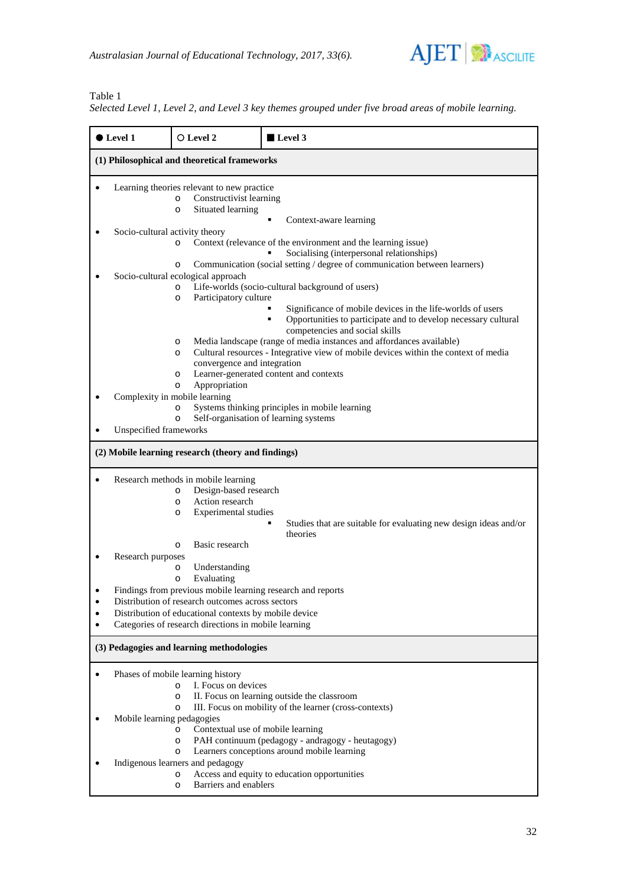Table 1
*Selected Level 1, Level 2, and Level 3 key themes grouped under five broad areas of mobile learning.*

| ● Level 1 | ○ Level 2 | ■ Level 3 |
|---|---|---|
| **(1) Philosophical and theoretical frameworks** | | |
| Learning theories relevant to new practice | | |
| | Constructivist learning | |
| | Situated learning | |
| | | Context-aware learning |
| Socio-cultural activity theory | | |
| | Context (relevance of the environment and the learning issue) | |
| | | Socialising (interpersonal relationships) |
| | Communication (social setting / degree of communication between learners) | |
| Socio-cultural ecological approach | | |
| | Life-worlds (socio-cultural background of users) | |
| | Participatory culture | |
| | | Significance of mobile devices in the life-worlds of users |
| | | Opportunities to participate and to develop necessary cultural competencies and social skills |
| | Media landscape (range of media instances and affordances available) | |
| | Cultural resources - Integrative view of mobile devices within the context of media convergence and integration | |
| | Learner-generated content and contexts | |
| | Appropriation | |
| Complexity in mobile learning | | |
| | Systems thinking principles in mobile learning | |
| | Self-organisation of learning systems | |
| Unspecified frameworks | | |
| **(2) Mobile learning research (theory and findings)** | | |
| Research methods in mobile learning | | |
| | Design-based research | |
| | Action research | |
| | Experimental studies | |
| | | Studies that are suitable for evaluating new design ideas and/or theories |
| | Basic research | |
| Research purposes | | |
| | Understanding | |
| | Evaluating | |
| Findings from previous mobile learning research and reports | | |
| Distribution of research outcomes across sectors | | |
| Distribution of educational contexts by mobile device | | |
| Categories of research directions in mobile learning | | |
| **(3) Pedagogies and learning methodologies** | | |
| Phases of mobile learning history | | |
| | I. Focus on devices | |
| | II. Focus on learning outside the classroom | |
| | III. Focus on mobility of the learner (cross-contexts) | |
| Mobile learning pedagogies | | |
| | Contextual use of mobile learning | |
| | PAH continuum (pedagogy - andragogy - heutagogy) | |
| | Learners conceptions around mobile learning | |
| Indigenous learners and pedagogy | | |
| | Access and equity to education opportunities | |
| | Barriers and enablers | |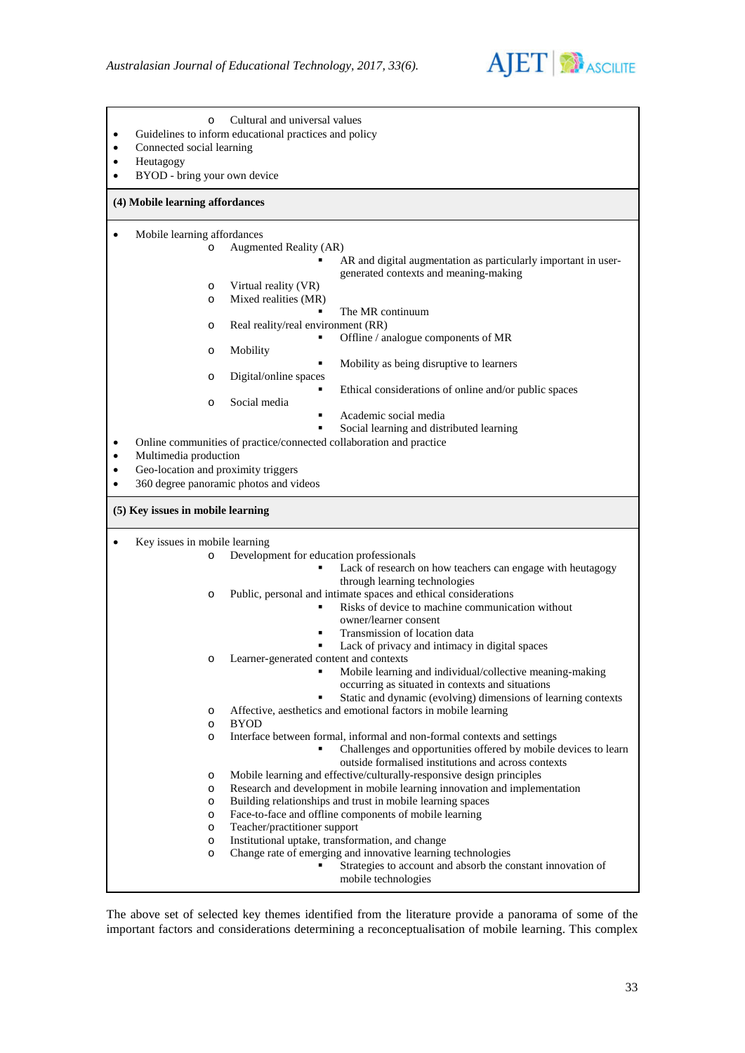- Cultural and universal values
- Guidelines to inform educational practices and policy
- Connected social learning
- Heutagogy
- BYOD - bring your own device

**(4) Mobile learning affordances**

- Mobile learning affordances
  - Augmented Reality (AR)
    - AR and digital augmentation as particularly important in user-generated contexts and meaning-making
  - Virtual reality (VR)
  - Mixed realities (MR)
    - The MR continuum
  - Real reality/real environment (RR)
    - Offline / analogue components of MR
  - Mobility
    - Mobility as being disruptive to learners
  - Digital/online spaces
    - Ethical considerations of online and/or public spaces
  - Social media
    - Academic social media
    - Social learning and distributed learning
- Online communities of practice/connected collaboration and practice
- Multimedia production
- Geo-location and proximity triggers
- 360 degree panoramic photos and videos

**(5) Key issues in mobile learning**

- Key issues in mobile learning
  - Development for education professionals
    - Lack of research on how teachers can engage with heutagogy through learning technologies
  - Public, personal and intimate spaces and ethical considerations
    - Risks of device to machine communication without owner/learner consent
    - Transmission of location data
    - Lack of privacy and intimacy in digital spaces
  - Learner-generated content and contexts
    - Mobile learning and individual/collective meaning-making occurring as situated in contexts and situations
    - Static and dynamic (evolving) dimensions of learning contexts
  - Affective, aesthetics and emotional factors in mobile learning
  - BYOD
  - Interface between formal, informal and non-formal contexts and settings
    - Challenges and opportunities offered by mobile devices to learn outside formalised institutions and across contexts
  - Mobile learning and effective/culturally-responsive design principles
  - Research and development in mobile learning innovation and implementation
  - Building relationships and trust in mobile learning spaces
  - Face-to-face and offline components of mobile learning
  - Teacher/practitioner support
  - Institutional uptake, transformation, and change
  - Change rate of emerging and innovative learning technologies
    - Strategies to account and absorb the constant innovation of mobile technologies

The above set of selected key themes identified from the literature provide a panorama of some of the important factors and considerations determining a reconceptualisation of mobile learning. This complex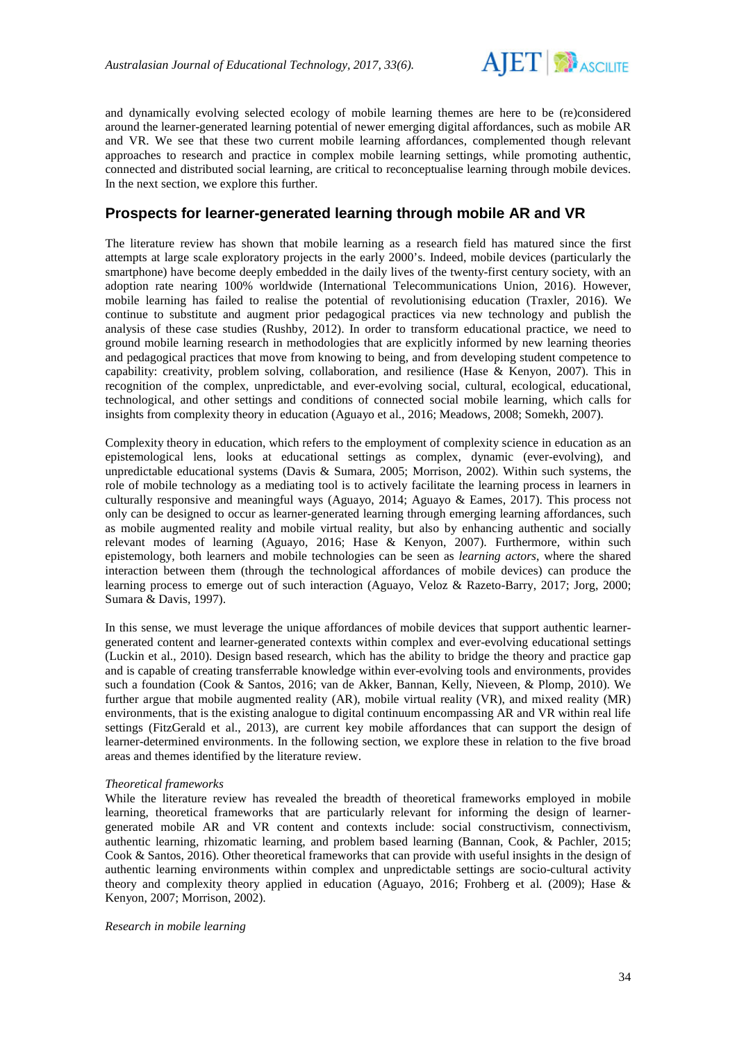and dynamically evolving selected ecology of mobile learning themes are here to be (re)considered around the learner-generated learning potential of newer emerging digital affordances, such as mobile AR and VR. We see that these two current mobile learning affordances, complemented though relevant approaches to research and practice in complex mobile learning settings, while promoting authentic, connected and distributed social learning, are critical to reconceptualise learning through mobile devices. In the next section, we explore this further.

## Prospects for learner-generated learning through mobile AR and VR

The literature review has shown that mobile learning as a research field has matured since the first attempts at large scale exploratory projects in the early 2000's. Indeed, mobile devices (particularly the smartphone) have become deeply embedded in the daily lives of the twenty-first century society, with an adoption rate nearing 100% worldwide (International Telecommunications Union, 2016). However, mobile learning has failed to realise the potential of revolutionising education (Traxler, 2016). We continue to substitute and augment prior pedagogical practices via new technology and publish the analysis of these case studies (Rushby, 2012). In order to transform educational practice, we need to ground mobile learning research in methodologies that are explicitly informed by new learning theories and pedagogical practices that move from knowing to being, and from developing student competence to capability: creativity, problem solving, collaboration, and resilience (Hase & Kenyon, 2007). This in recognition of the complex, unpredictable, and ever-evolving social, cultural, ecological, educational, technological, and other settings and conditions of connected social mobile learning, which calls for insights from complexity theory in education (Aguayo et al., 2016; Meadows, 2008; Somekh, 2007).

Complexity theory in education, which refers to the employment of complexity science in education as an epistemological lens, looks at educational settings as complex, dynamic (ever-evolving), and unpredictable educational systems (Davis & Sumara, 2005; Morrison, 2002). Within such systems, the role of mobile technology as a mediating tool is to actively facilitate the learning process in learners in culturally responsive and meaningful ways (Aguayo, 2014; Aguayo & Eames, 2017). This process not only can be designed to occur as learner-generated learning through emerging learning affordances, such as mobile augmented reality and mobile virtual reality, but also by enhancing authentic and socially relevant modes of learning (Aguayo, 2016; Hase & Kenyon, 2007). Furthermore, within such epistemology, both learners and mobile technologies can be seen as *learning actors*, where the shared interaction between them (through the technological affordances of mobile devices) can produce the learning process to emerge out of such interaction (Aguayo, Veloz & Razeto-Barry, 2017; Jorg, 2000; Sumara & Davis, 1997).

In this sense, we must leverage the unique affordances of mobile devices that support authentic learner-generated content and learner-generated contexts within complex and ever-evolving educational settings (Luckin et al., 2010). Design based research, which has the ability to bridge the theory and practice gap and is capable of creating transferrable knowledge within ever-evolving tools and environments, provides such a foundation (Cook & Santos, 2016; van de Akker, Bannan, Kelly, Nieveen, & Plomp, 2010). We further argue that mobile augmented reality (AR), mobile virtual reality (VR), and mixed reality (MR) environments, that is the existing analogue to digital continuum encompassing AR and VR within real life settings (FitzGerald et al., 2013), are current key mobile affordances that can support the design of learner-determined environments. In the following section, we explore these in relation to the five broad areas and themes identified by the literature review.

*Theoretical frameworks*

While the literature review has revealed the breadth of theoretical frameworks employed in mobile learning, theoretical frameworks that are particularly relevant for informing the design of learner-generated mobile AR and VR content and contexts include: social constructivism, connectivism, authentic learning, rhizomatic learning, and problem based learning (Bannan, Cook, & Pachler, 2015; Cook & Santos, 2016). Other theoretical frameworks that can provide with useful insights in the design of authentic learning environments within complex and unpredictable settings are socio-cultural activity theory and complexity theory applied in education (Aguayo, 2016; Frohberg et al. (2009); Hase & Kenyon, 2007; Morrison, 2002).

*Research in mobile learning*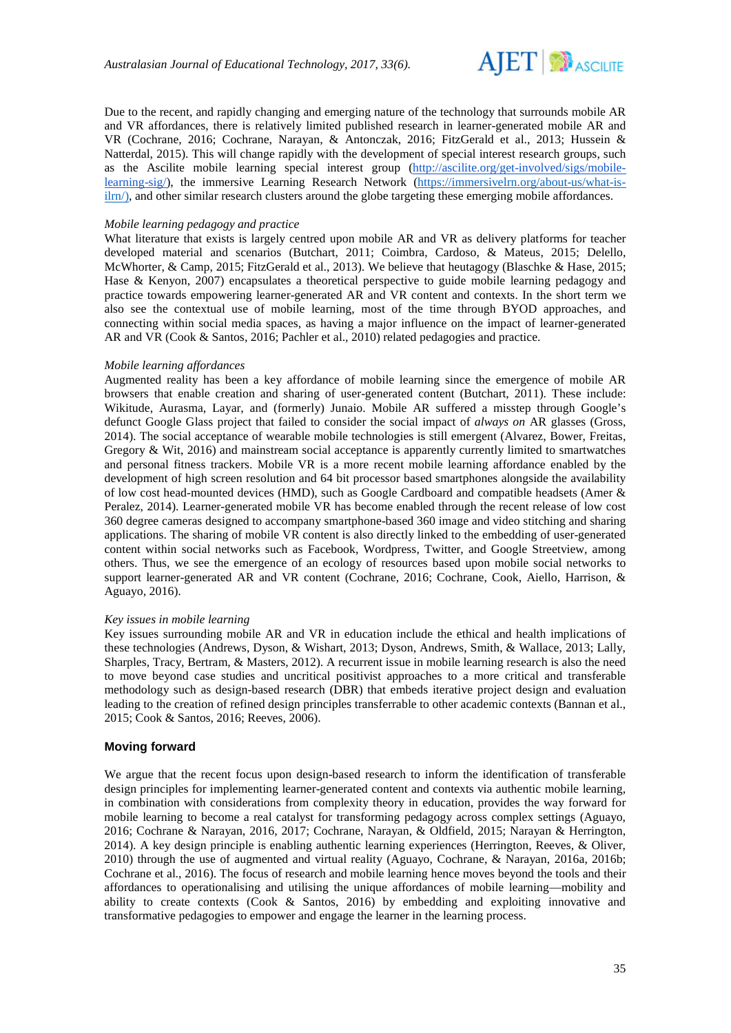Due to the recent, and rapidly changing and emerging nature of the technology that surrounds mobile AR and VR affordances, there is relatively limited published research in learner-generated mobile AR and VR (Cochrane, 2016; Cochrane, Narayan, & Antonczak, 2016; FitzGerald et al., 2013; Hussein & Natterdal, 2015). This will change rapidly with the development of special interest research groups, such as the Ascilite mobile learning special interest group (http://ascilite.org/get-involved/sigs/mobile-learning-sig/), the immersive Learning Research Network (https://immersivelrn.org/about-us/what-is-ilrn/), and other similar research clusters around the globe targeting these emerging mobile affordances.

*Mobile learning pedagogy and practice*

What literature that exists is largely centred upon mobile AR and VR as delivery platforms for teacher developed material and scenarios (Butchart, 2011; Coimbra, Cardoso, & Mateus, 2015; Delello, McWhorter, & Camp, 2015; FitzGerald et al., 2013). We believe that heutagogy (Blaschke & Hase, 2015; Hase & Kenyon, 2007) encapsulates a theoretical perspective to guide mobile learning pedagogy and practice towards empowering learner-generated AR and VR content and contexts. In the short term we also see the contextual use of mobile learning, most of the time through BYOD approaches, and connecting within social media spaces, as having a major influence on the impact of learner-generated AR and VR (Cook & Santos, 2016; Pachler et al., 2010) related pedagogies and practice.

*Mobile learning affordances*

Augmented reality has been a key affordance of mobile learning since the emergence of mobile AR browsers that enable creation and sharing of user-generated content (Butchart, 2011). These include: Wikitude, Aurasma, Layar, and (formerly) Junaio. Mobile AR suffered a misstep through Google's defunct Google Glass project that failed to consider the social impact of *always on* AR glasses (Gross, 2014). The social acceptance of wearable mobile technologies is still emergent (Alvarez, Bower, Freitas, Gregory & Wit, 2016) and mainstream social acceptance is apparently currently limited to smartwatches and personal fitness trackers. Mobile VR is a more recent mobile learning affordance enabled by the development of high screen resolution and 64 bit processor based smartphones alongside the availability of low cost head-mounted devices (HMD), such as Google Cardboard and compatible headsets (Amer & Peralez, 2014). Learner-generated mobile VR has become enabled through the recent release of low cost 360 degree cameras designed to accompany smartphone-based 360 image and video stitching and sharing applications. The sharing of mobile VR content is also directly linked to the embedding of user-generated content within social networks such as Facebook, Wordpress, Twitter, and Google Streetview, among others. Thus, we see the emergence of an ecology of resources based upon mobile social networks to support learner-generated AR and VR content (Cochrane, 2016; Cochrane, Cook, Aiello, Harrison, & Aguayo, 2016).

*Key issues in mobile learning*

Key issues surrounding mobile AR and VR in education include the ethical and health implications of these technologies (Andrews, Dyson, & Wishart, 2013; Dyson, Andrews, Smith, & Wallace, 2013; Lally, Sharples, Tracy, Bertram, & Masters, 2012). A recurrent issue in mobile learning research is also the need to move beyond case studies and uncritical positivist approaches to a more critical and transferable methodology such as design-based research (DBR) that embeds iterative project design and evaluation leading to the creation of refined design principles transferrable to other academic contexts (Bannan et al., 2015; Cook & Santos, 2016; Reeves, 2006).

## Moving forward

We argue that the recent focus upon design-based research to inform the identification of transferable design principles for implementing learner-generated content and contexts via authentic mobile learning, in combination with considerations from complexity theory in education, provides the way forward for mobile learning to become a real catalyst for transforming pedagogy across complex settings (Aguayo, 2016; Cochrane & Narayan, 2016, 2017; Cochrane, Narayan, & Oldfield, 2015; Narayan & Herrington, 2014). A key design principle is enabling authentic learning experiences (Herrington, Reeves, & Oliver, 2010) through the use of augmented and virtual reality (Aguayo, Cochrane, & Narayan, 2016a, 2016b; Cochrane et al., 2016). The focus of research and mobile learning hence moves beyond the tools and their affordances to operationalising and utilising the unique affordances of mobile learning—mobility and ability to create contexts (Cook & Santos, 2016) by embedding and exploiting innovative and transformative pedagogies to empower and engage the learner in the learning process.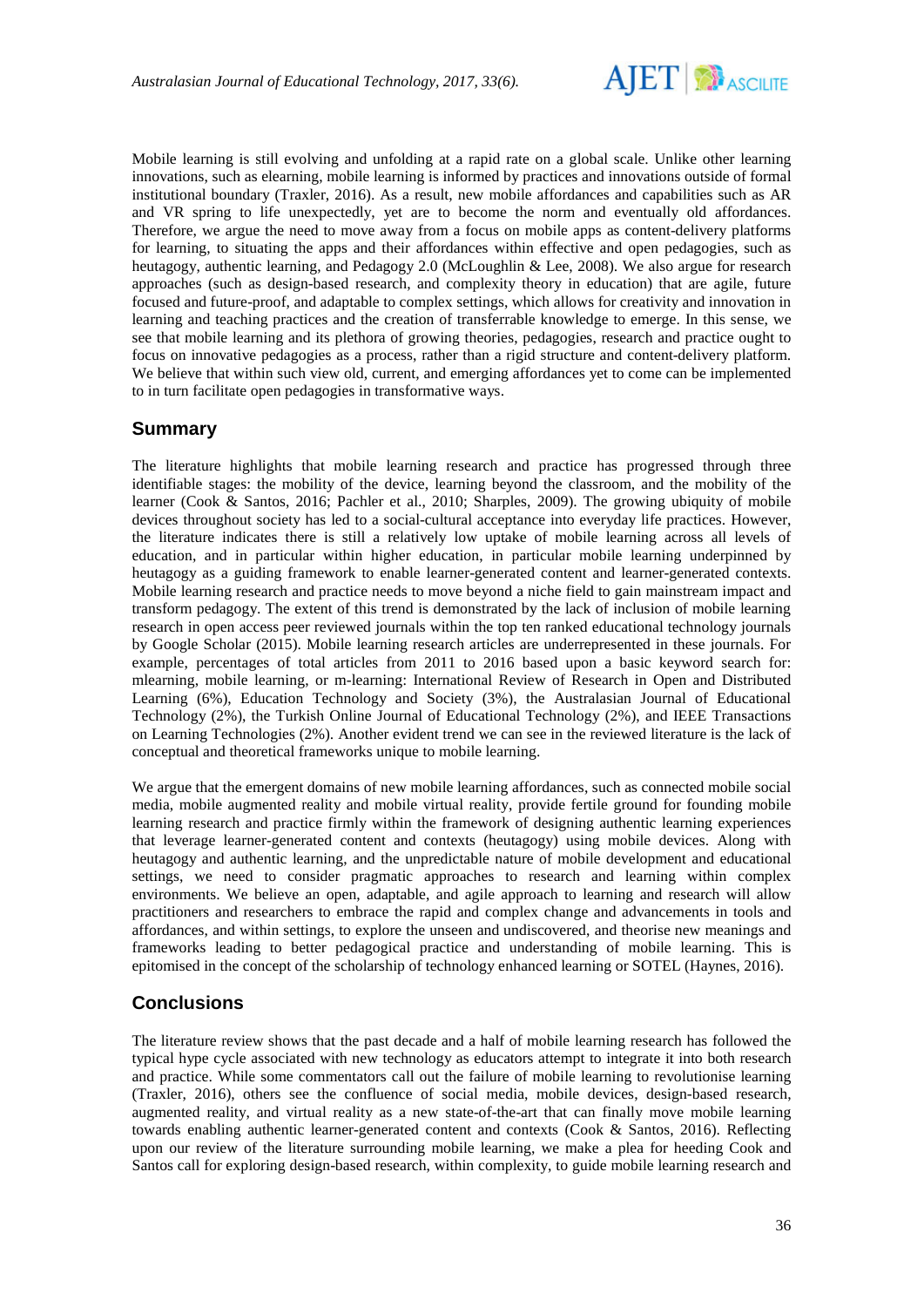Mobile learning is still evolving and unfolding at a rapid rate on a global scale. Unlike other learning innovations, such as elearning, mobile learning is informed by practices and innovations outside of formal institutional boundary (Traxler, 2016). As a result, new mobile affordances and capabilities such as AR and VR spring to life unexpectedly, yet are to become the norm and eventually old affordances. Therefore, we argue the need to move away from a focus on mobile apps as content-delivery platforms for learning, to situating the apps and their affordances within effective and open pedagogies, such as heutagogy, authentic learning, and Pedagogy 2.0 (McLoughlin & Lee, 2008). We also argue for research approaches (such as design-based research, and complexity theory in education) that are agile, future focused and future-proof, and adaptable to complex settings, which allows for creativity and innovation in learning and teaching practices and the creation of transferrable knowledge to emerge. In this sense, we see that mobile learning and its plethora of growing theories, pedagogies, research and practice ought to focus on innovative pedagogies as a process, rather than a rigid structure and content-delivery platform. We believe that within such view old, current, and emerging affordances yet to come can be implemented to in turn facilitate open pedagogies in transformative ways.

## Summary

The literature highlights that mobile learning research and practice has progressed through three identifiable stages: the mobility of the device, learning beyond the classroom, and the mobility of the learner (Cook & Santos, 2016; Pachler et al., 2010; Sharples, 2009). The growing ubiquity of mobile devices throughout society has led to a social-cultural acceptance into everyday life practices. However, the literature indicates there is still a relatively low uptake of mobile learning across all levels of education, and in particular within higher education, in particular mobile learning underpinned by heutagogy as a guiding framework to enable learner-generated content and learner-generated contexts. Mobile learning research and practice needs to move beyond a niche field to gain mainstream impact and transform pedagogy. The extent of this trend is demonstrated by the lack of inclusion of mobile learning research in open access peer reviewed journals within the top ten ranked educational technology journals by Google Scholar (2015). Mobile learning research articles are underrepresented in these journals. For example, percentages of total articles from 2011 to 2016 based upon a basic keyword search for: mlearning, mobile learning, or m-learning: International Review of Research in Open and Distributed Learning (6%), Education Technology and Society (3%), the Australasian Journal of Educational Technology (2%), the Turkish Online Journal of Educational Technology (2%), and IEEE Transactions on Learning Technologies (2%). Another evident trend we can see in the reviewed literature is the lack of conceptual and theoretical frameworks unique to mobile learning.

We argue that the emergent domains of new mobile learning affordances, such as connected mobile social media, mobile augmented reality and mobile virtual reality, provide fertile ground for founding mobile learning research and practice firmly within the framework of designing authentic learning experiences that leverage learner-generated content and contexts (heutagogy) using mobile devices. Along with heutagogy and authentic learning, and the unpredictable nature of mobile development and educational settings, we need to consider pragmatic approaches to research and learning within complex environments. We believe an open, adaptable, and agile approach to learning and research will allow practitioners and researchers to embrace the rapid and complex change and advancements in tools and affordances, and within settings, to explore the unseen and undiscovered, and theorise new meanings and frameworks leading to better pedagogical practice and understanding of mobile learning. This is epitomised in the concept of the scholarship of technology enhanced learning or SOTEL (Haynes, 2016).

## Conclusions

The literature review shows that the past decade and a half of mobile learning research has followed the typical hype cycle associated with new technology as educators attempt to integrate it into both research and practice. While some commentators call out the failure of mobile learning to revolutionise learning (Traxler, 2016), others see the confluence of social media, mobile devices, design-based research, augmented reality, and virtual reality as a new state-of-the-art that can finally move mobile learning towards enabling authentic learner-generated content and contexts (Cook & Santos, 2016). Reflecting upon our review of the literature surrounding mobile learning, we make a plea for heeding Cook and Santos call for exploring design-based research, within complexity, to guide mobile learning research and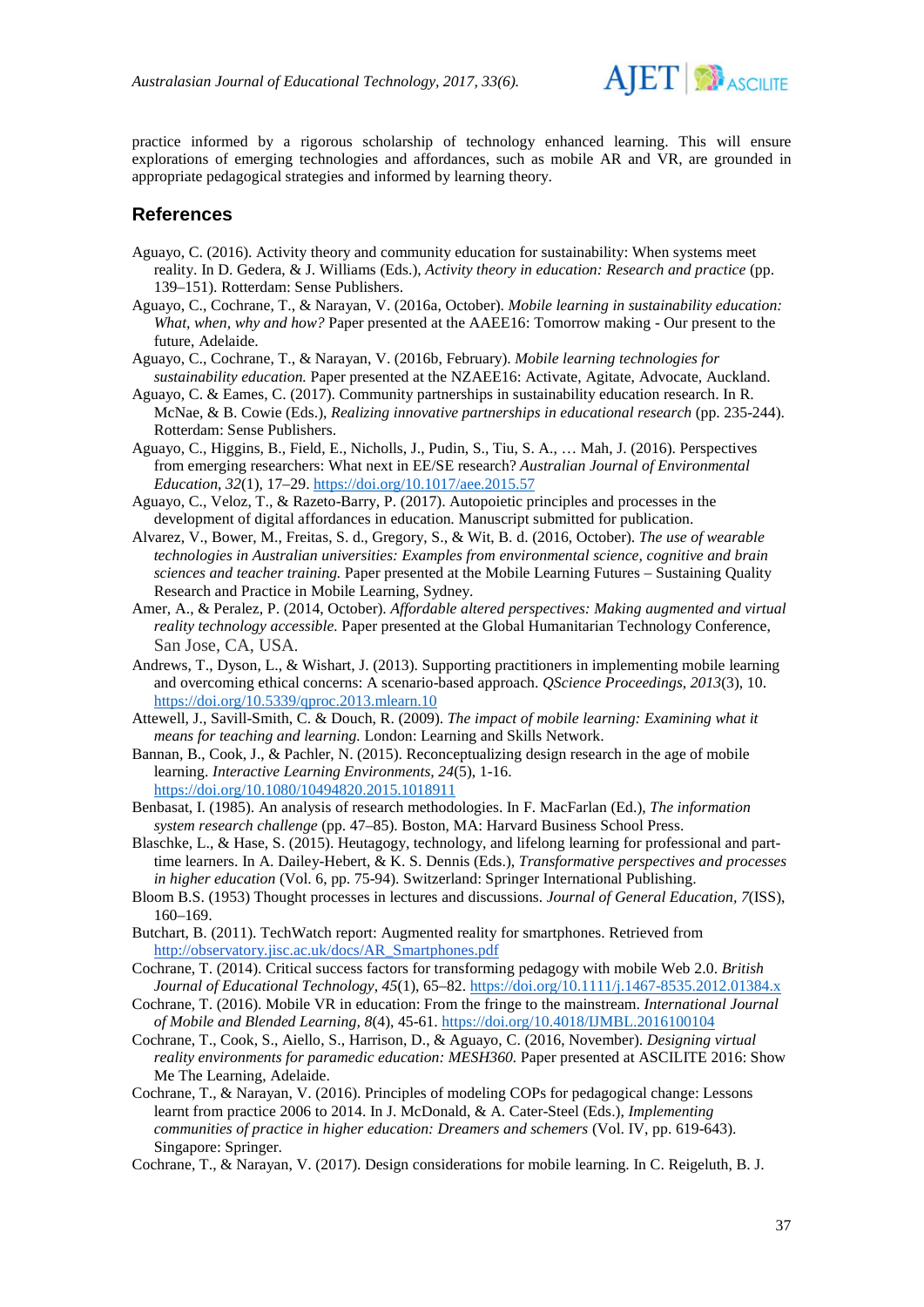practice informed by a rigorous scholarship of technology enhanced learning. This will ensure explorations of emerging technologies and affordances, such as mobile AR and VR, are grounded in appropriate pedagogical strategies and informed by learning theory.

## References

Aguayo, C. (2016). Activity theory and community education for sustainability: When systems meet reality. In D. Gedera, & J. Williams (Eds.), *Activity theory in education: Research and practice* (pp. 139–151). Rotterdam: Sense Publishers.

Aguayo, C., Cochrane, T., & Narayan, V. (2016a, October). *Mobile learning in sustainability education: What, when, why and how?* Paper presented at the AAEE16: Tomorrow making - Our present to the future, Adelaide.

Aguayo, C., Cochrane, T., & Narayan, V. (2016b, February). *Mobile learning technologies for sustainability education.* Paper presented at the NZAEE16: Activate, Agitate, Advocate, Auckland.

Aguayo, C. & Eames, C. (2017). Community partnerships in sustainability education research. In R. McNae, & B. Cowie (Eds.), *Realizing innovative partnerships in educational research* (pp. 235-244). Rotterdam: Sense Publishers.

Aguayo, C., Higgins, B., Field, E., Nicholls, J., Pudin, S., Tiu, S. A., … Mah, J. (2016). Perspectives from emerging researchers: What next in EE/SE research? *Australian Journal of Environmental Education*, *32*(1), 17–29. https://doi.org/10.1017/aee.2015.57

Aguayo, C., Veloz, T., & Razeto-Barry, P. (2017). Autopoietic principles and processes in the development of digital affordances in education. Manuscript submitted for publication.

Alvarez, V., Bower, M., Freitas, S. d., Gregory, S., & Wit, B. d. (2016, October). *The use of wearable technologies in Australian universities: Examples from environmental science, cognitive and brain sciences and teacher training.* Paper presented at the Mobile Learning Futures – Sustaining Quality Research and Practice in Mobile Learning, Sydney.

Amer, A., & Peralez, P. (2014, October). *Affordable altered perspectives: Making augmented and virtual reality technology accessible.* Paper presented at the Global Humanitarian Technology Conference, San Jose, CA, USA.

Andrews, T., Dyson, L., & Wishart, J. (2013). Supporting practitioners in implementing mobile learning and overcoming ethical concerns: A scenario-based approach. *QScience Proceedings, 2013*(3), 10. https://doi.org/10.5339/qproc.2013.mlearn.10

Attewell, J., Savill-Smith, C. & Douch, R. (2009). *The impact of mobile learning: Examining what it means for teaching and learning.* London: Learning and Skills Network.

Bannan, B., Cook, J., & Pachler, N. (2015). Reconceptualizing design research in the age of mobile learning. *Interactive Learning Environments, 24*(5), 1-16. https://doi.org/10.1080/10494820.2015.1018911

Benbasat, I. (1985). An analysis of research methodologies. In F. MacFarlan (Ed.), *The information system research challenge* (pp. 47–85). Boston, MA: Harvard Business School Press.

Blaschke, L., & Hase, S. (2015). Heutagogy, technology, and lifelong learning for professional and part-time learners. In A. Dailey-Hebert, & K. S. Dennis (Eds.), *Transformative perspectives and processes in higher education* (Vol. 6, pp. 75-94). Switzerland: Springer International Publishing.

Bloom B.S. (1953) Thought processes in lectures and discussions. *Journal of General Education, 7*(ISS), 160–169.

Butchart, B. (2011). TechWatch report: Augmented reality for smartphones. Retrieved from http://observatory.jisc.ac.uk/docs/AR_Smartphones.pdf

Cochrane, T. (2014). Critical success factors for transforming pedagogy with mobile Web 2.0. *British Journal of Educational Technology*, *45*(1), 65–82. https://doi.org/10.1111/j.1467-8535.2012.01384.x

Cochrane, T. (2016). Mobile VR in education: From the fringe to the mainstream. *International Journal of Mobile and Blended Learning, 8*(4), 45-61. https://doi.org/10.4018/IJMBL.2016100104

Cochrane, T., Cook, S., Aiello, S., Harrison, D., & Aguayo, C. (2016, November). *Designing virtual reality environments for paramedic education: MESH360.* Paper presented at ASCILITE 2016: Show Me The Learning, Adelaide.

Cochrane, T., & Narayan, V. (2016). Principles of modeling COPs for pedagogical change: Lessons learnt from practice 2006 to 2014. In J. McDonald, & A. Cater-Steel (Eds.), *Implementing communities of practice in higher education: Dreamers and schemers* (Vol. IV, pp. 619-643). Singapore: Springer.

Cochrane, T., & Narayan, V. (2017). Design considerations for mobile learning. In C. Reigeluth, B. J.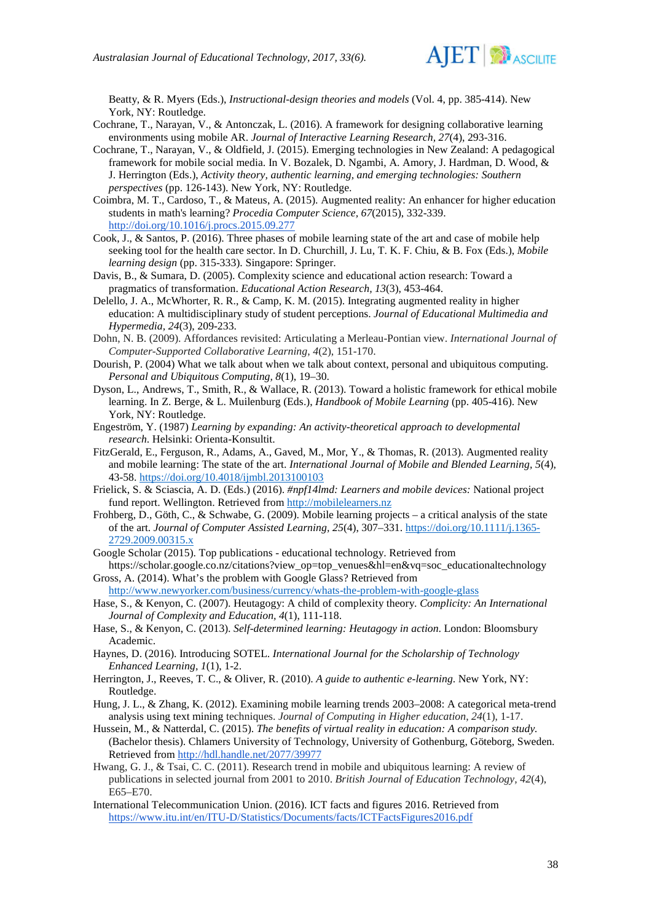Beatty, & R. Myers (Eds.), *Instructional-design theories and models* (Vol. 4, pp. 385-414). New York, NY: Routledge.

Cochrane, T., Narayan, V., & Antonczak, L. (2016). A framework for designing collaborative learning environments using mobile AR. *Journal of Interactive Learning Research, 27*(4), 293-316.

Cochrane, T., Narayan, V., & Oldfield, J. (2015). Emerging technologies in New Zealand: A pedagogical framework for mobile social media. In V. Bozalek, D. Ngambi, A. Amory, J. Hardman, D. Wood, & J. Herrington (Eds.), *Activity theory, authentic learning, and emerging technologies: Southern perspectives* (pp. 126-143). New York, NY: Routledge.

Coimbra, M. T., Cardoso, T., & Mateus, A. (2015). Augmented reality: An enhancer for higher education students in math's learning? *Procedia Computer Science, 67*(2015), 332-339. http://doi.org/10.1016/j.procs.2015.09.277

Cook, J., & Santos, P. (2016). Three phases of mobile learning state of the art and case of mobile help seeking tool for the health care sector. In D. Churchill, J. Lu, T. K. F. Chiu, & B. Fox (Eds.), *Mobile learning design* (pp. 315-333). Singapore: Springer.

Davis, B., & Sumara, D. (2005). Complexity science and educational action research: Toward a pragmatics of transformation. *Educational Action Research, 13*(3), 453-464.

Delello, J. A., McWhorter, R. R., & Camp, K. M. (2015). Integrating augmented reality in higher education: A multidisciplinary study of student perceptions. *Journal of Educational Multimedia and Hypermedia, 24*(3), 209-233.

Dohn, N. B. (2009). Affordances revisited: Articulating a Merleau-Pontian view. *International Journal of Computer-Supported Collaborative Learning, 4*(2), 151-170.

Dourish, P. (2004) What we talk about when we talk about context, personal and ubiquitous computing. *Personal and Ubiquitous Computing, 8*(1), 19–30.

Dyson, L., Andrews, T., Smith, R., & Wallace, R. (2013). Toward a holistic framework for ethical mobile learning. In Z. Berge, & L. Muilenburg (Eds.), *Handbook of Mobile Learning* (pp. 405-416). New York, NY: Routledge.

Engeström, Y. (1987) *Learning by expanding: An activity-theoretical approach to developmental research*. Helsinki: Orienta-Konsultit.

FitzGerald, E., Ferguson, R., Adams, A., Gaved, M., Mor, Y., & Thomas, R. (2013). Augmented reality and mobile learning: The state of the art. *International Journal of Mobile and Blended Learning, 5*(4), 43-58. https://doi.org/10.4018/ijmbl.2013100103

Frielick, S. & Sciascia, A. D. (Eds.) (2016). *#npf14lmd: Learners and mobile devices:* National project fund report. Wellington. Retrieved from http://mobilelearners.nz

Frohberg, D., Göth, C., & Schwabe, G. (2009). Mobile learning projects – a critical analysis of the state of the art. *Journal of Computer Assisted Learning, 25*(4), 307–331. https://doi.org/10.1111/j.1365-2729.2009.00315.x

Google Scholar (2015). Top publications - educational technology. Retrieved from https://scholar.google.co.nz/citations?view_op=top_venues&hl=en&vq=soc_educationaltechnology

Gross, A. (2014). What's the problem with Google Glass? Retrieved from http://www.newyorker.com/business/currency/whats-the-problem-with-google-glass

Hase, S., & Kenyon, C. (2007). Heutagogy: A child of complexity theory. *Complicity: An International Journal of Complexity and Education, 4*(1), 111-118.

Hase, S., & Kenyon, C. (2013). *Self-determined learning: Heutagogy in action*. London: Bloomsbury Academic.

Haynes, D. (2016). Introducing SOTEL. *International Journal for the Scholarship of Technology Enhanced Learning, 1*(1), 1-2.

Herrington, J., Reeves, T. C., & Oliver, R. (2010). *A guide to authentic e-learning*. New York, NY: Routledge.

Hung, J. L., & Zhang, K. (2012). Examining mobile learning trends 2003–2008: A categorical meta-trend analysis using text mining techniques. *Journal of Computing in Higher education, 24*(1), 1-17.

Hussein, M., & Natterdal, C. (2015). *The benefits of virtual reality in education: A comparison study.* (Bachelor thesis). Chlamers University of Technology, University of Gothenburg, Göteborg, Sweden. Retrieved from http://hdl.handle.net/2077/39977

Hwang, G. J., & Tsai, C. C. (2011). Research trend in mobile and ubiquitous learning: A review of publications in selected journal from 2001 to 2010. *British Journal of Education Technology, 42*(4), E65–E70.

International Telecommunication Union. (2016). ICT facts and figures 2016. Retrieved from https://www.itu.int/en/ITU-D/Statistics/Documents/facts/ICTFactsFigures2016.pdf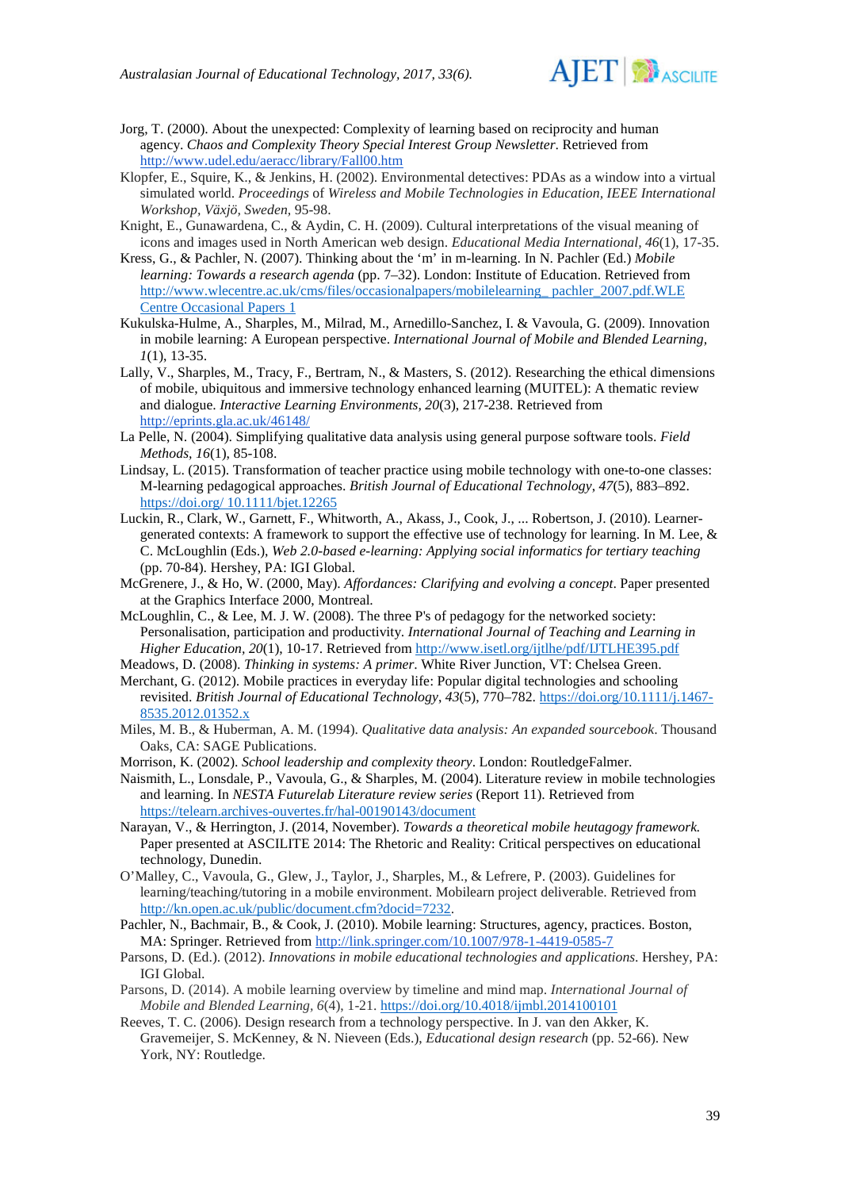Jorg, T. (2000). About the unexpected: Complexity of learning based on reciprocity and human agency. *Chaos and Complexity Theory Special Interest Group Newsletter*. Retrieved from http://www.udel.edu/aeracc/library/Fall00.htm

Klopfer, E., Squire, K., & Jenkins, H. (2002). Environmental detectives: PDAs as a window into a virtual simulated world. *Proceedings* of *Wireless and Mobile Technologies in Education, IEEE International Workshop, Växjö, Sweden*, 95-98.

Knight, E., Gunawardena, C., & Aydin, C. H. (2009). Cultural interpretations of the visual meaning of icons and images used in North American web design. *Educational Media International*, *46*(1), 17-35.

Kress, G., & Pachler, N. (2007). Thinking about the 'm' in m-learning. In N. Pachler (Ed.) *Mobile learning: Towards a research agenda* (pp. 7–32). London: Institute of Education. Retrieved from http://www.wlecentre.ac.uk/cms/files/occasionalpapers/mobilelearning_ pachler_2007.pdf.WLE Centre Occasional Papers 1

Kukulska-Hulme, A., Sharples, M., Milrad, M., Arnedillo-Sanchez, I. & Vavoula, G. (2009). Innovation in mobile learning: A European perspective. *International Journal of Mobile and Blended Learning*, *1*(1), 13-35.

Lally, V., Sharples, M., Tracy, F., Bertram, N., & Masters, S. (2012). Researching the ethical dimensions of mobile, ubiquitous and immersive technology enhanced learning (MUITEL): A thematic review and dialogue. *Interactive Learning Environments*, *20*(3), 217-238. Retrieved from http://eprints.gla.ac.uk/46148/

La Pelle, N. (2004). Simplifying qualitative data analysis using general purpose software tools. *Field Methods*, *16*(1), 85-108.

Lindsay, L. (2015). Transformation of teacher practice using mobile technology with one-to-one classes: M-learning pedagogical approaches. *British Journal of Educational Technology*, *47*(5), 883–892. https://doi.org/ 10.1111/bjet.12265

Luckin, R., Clark, W., Garnett, F., Whitworth, A., Akass, J., Cook, J., ... Robertson, J. (2010). Learner-generated contexts: A framework to support the effective use of technology for learning. In M. Lee, & C. McLoughlin (Eds.), *Web 2.0-based e-learning: Applying social informatics for tertiary teaching* (pp. 70-84). Hershey, PA: IGI Global.

McGrenere, J., & Ho, W. (2000, May). *Affordances: Clarifying and evolving a concept*. Paper presented at the Graphics Interface 2000, Montreal.

McLoughlin, C., & Lee, M. J. W. (2008). The three P's of pedagogy for the networked society: Personalisation, participation and productivity. *International Journal of Teaching and Learning in Higher Education*, *20*(1), 10-17. Retrieved from http://www.isetl.org/ijtlhe/pdf/IJTLHE395.pdf

Meadows, D. (2008). *Thinking in systems: A primer*. White River Junction, VT: Chelsea Green.

Merchant, G. (2012). Mobile practices in everyday life: Popular digital technologies and schooling revisited. *British Journal of Educational Technology*, *43*(5), 770–782. https://doi.org/10.1111/j.1467-8535.2012.01352.x

Miles, M. B., & Huberman, A. M. (1994). *Qualitative data analysis: An expanded sourcebook*. Thousand Oaks, CA: SAGE Publications.

Morrison, K. (2002). *School leadership and complexity theory*. London: RoutledgeFalmer.

Naismith, L., Lonsdale, P., Vavoula, G., & Sharples, M. (2004). Literature review in mobile technologies and learning. In *NESTA Futurelab Literature review series* (Report 11). Retrieved from https://telearn.archives-ouvertes.fr/hal-00190143/document

Narayan, V., & Herrington, J. (2014, November). *Towards a theoretical mobile heutagogy framework.* Paper presented at ASCILITE 2014: The Rhetoric and Reality: Critical perspectives on educational technology, Dunedin.

O'Malley, C., Vavoula, G., Glew, J., Taylor, J., Sharples, M., & Lefrere, P. (2003). Guidelines for learning/teaching/tutoring in a mobile environment. Mobilearn project deliverable. Retrieved from http://kn.open.ac.uk/public/document.cfm?docid=7232.

Pachler, N., Bachmair, B., & Cook, J. (2010). Mobile learning: Structures, agency, practices. Boston, MA: Springer. Retrieved from http://link.springer.com/10.1007/978-1-4419-0585-7

Parsons, D. (Ed.). (2012). *Innovations in mobile educational technologies and applications.* Hershey, PA: IGI Global.

Parsons, D. (2014). A mobile learning overview by timeline and mind map. *International Journal of Mobile and Blended Learning*, *6*(4), 1-21. https://doi.org/10.4018/ijmbl.2014100101

Reeves, T. C. (2006). Design research from a technology perspective. In J. van den Akker, K. Gravemeijer, S. McKenney, & N. Nieveen (Eds.), *Educational design research* (pp. 52-66). New York, NY: Routledge.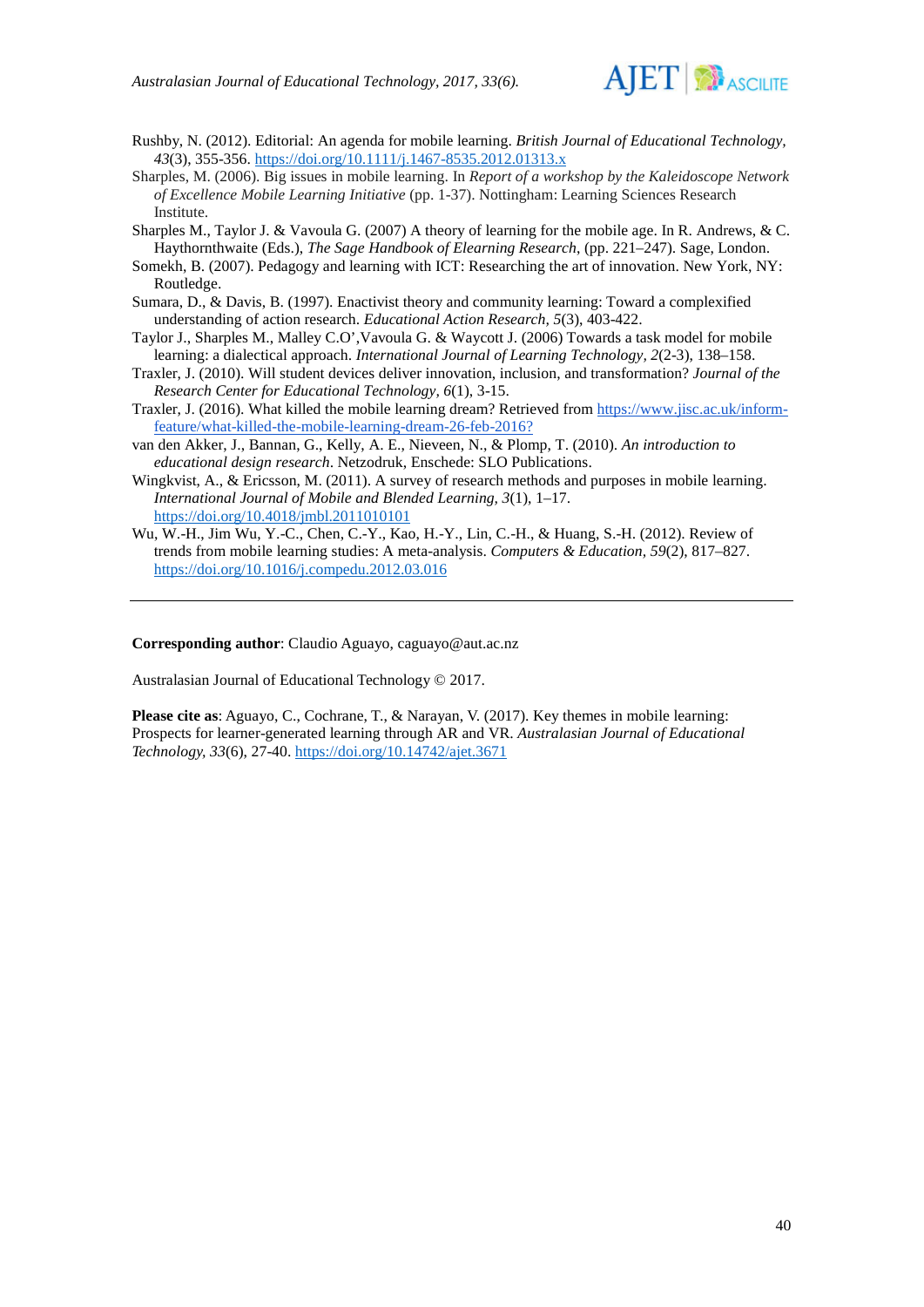Rushby, N. (2012). Editorial: An agenda for mobile learning. *British Journal of Educational Technology, 43*(3), 355-356. https://doi.org/10.1111/j.1467-8535.2012.01313.x

Sharples, M. (2006). Big issues in mobile learning. In *Report of a workshop by the Kaleidoscope Network of Excellence Mobile Learning Initiative* (pp. 1-37). Nottingham: Learning Sciences Research Institute.

Sharples M., Taylor J. & Vavoula G. (2007) A theory of learning for the mobile age. In R. Andrews, & C. Haythornthwaite (Eds.), *The Sage Handbook of Elearning Research*, (pp. 221–247). Sage, London.

Somekh, B. (2007). Pedagogy and learning with ICT: Researching the art of innovation. New York, NY: Routledge.

Sumara, D., & Davis, B. (1997). Enactivist theory and community learning: Toward a complexified understanding of action research. *Educational Action Research, 5*(3), 403-422.

Taylor J., Sharples M., Malley C.O',Vavoula G. & Waycott J. (2006) Towards a task model for mobile learning: a dialectical approach. *International Journal of Learning Technology, 2*(2-3), 138–158.

Traxler, J. (2010). Will student devices deliver innovation, inclusion, and transformation? *Journal of the Research Center for Educational Technology, 6*(1), 3-15.

Traxler, J. (2016). What killed the mobile learning dream? Retrieved from https://www.jisc.ac.uk/inform-feature/what-killed-the-mobile-learning-dream-26-feb-2016?

van den Akker, J., Bannan, G., Kelly, A. E., Nieveen, N., & Plomp, T. (2010). *An introduction to educational design research*. Netzodruk, Enschede: SLO Publications.

Wingkvist, A., & Ericsson, M. (2011). A survey of research methods and purposes in mobile learning. *International Journal of Mobile and Blended Learning, 3*(1), 1–17. https://doi.org/10.4018/jmbl.2011010101

Wu, W.-H., Jim Wu, Y.-C., Chen, C.-Y., Kao, H.-Y., Lin, C.-H., & Huang, S.-H. (2012). Review of trends from mobile learning studies: A meta-analysis. *Computers & Education, 59*(2), 817–827. https://doi.org/10.1016/j.compedu.2012.03.016

---

**Corresponding author**: Claudio Aguayo, caguayo@aut.ac.nz

Australasian Journal of Educational Technology © 2017.

**Please cite as**: Aguayo, C., Cochrane, T., & Narayan, V. (2017). Key themes in mobile learning: Prospects for learner-generated learning through AR and VR. *Australasian Journal of Educational Technology, 33*(6), 27-40. https://doi.org/10.14742/ajet.3671